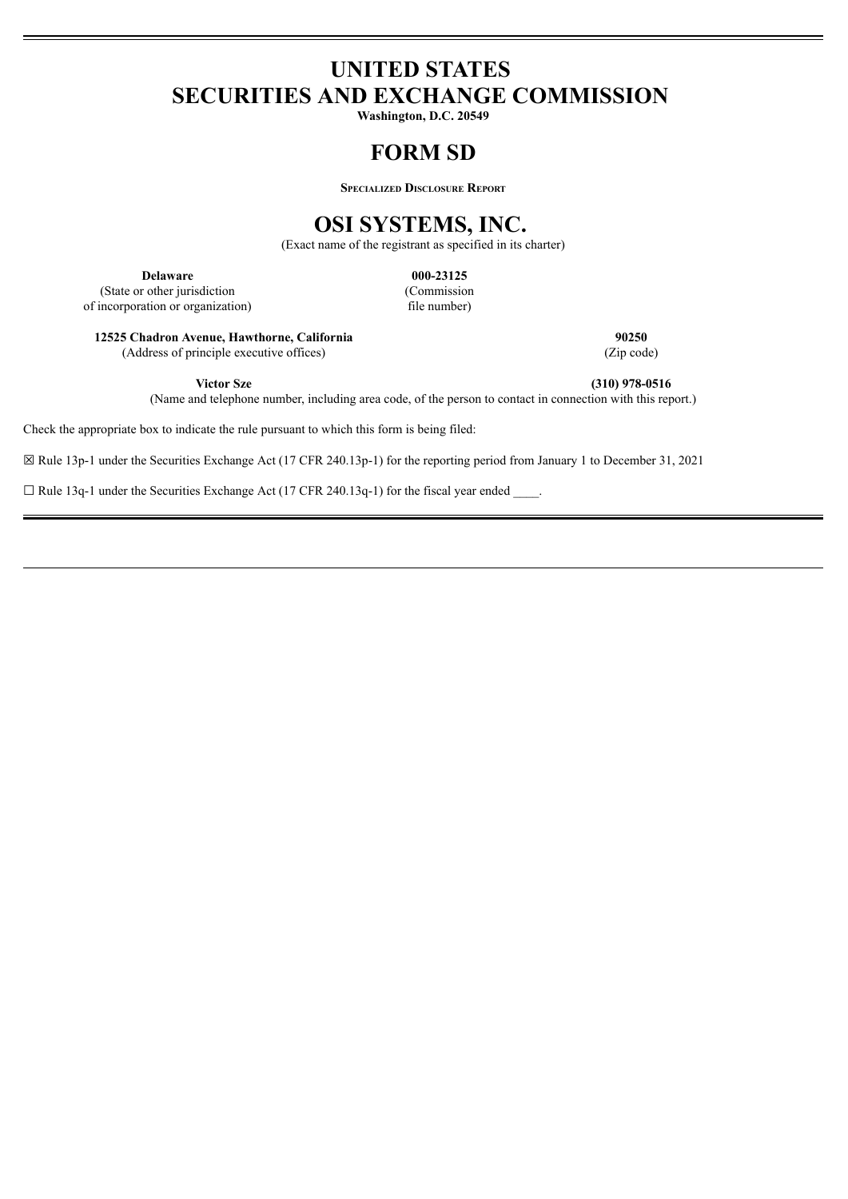# UNITED STATES
# SECURITIES AND EXCHANGE COMMISSION

**Washington, D.C. 20549**

# FORM SD

**Specialized Disclosure Report**

# OSI SYSTEMS, INC.

(Exact name of the registrant as specified in its charter)

| | |
|---|---|
| **Delaware** | **000-23125** |
| (State or other jurisdiction of incorporation or organization) | (Commission file number) |

| | |
|---|---|
| **12525 Chadron Avenue, Hawthorne, California** | **90250** |
| (Address of principle executive offices) | (Zip code) |

**Victor Sze** **(310) 978-0516**

(Name and telephone number, including area code, of the person to contact in connection with this report.)

Check the appropriate box to indicate the rule pursuant to which this form is being filed:

☒ Rule 13p-1 under the Securities Exchange Act (17 CFR 240.13p-1) for the reporting period from January 1 to December 31, 2021

☐ Rule 13q-1 under the Securities Exchange Act (17 CFR 240.13q-1) for the fiscal year ended ____.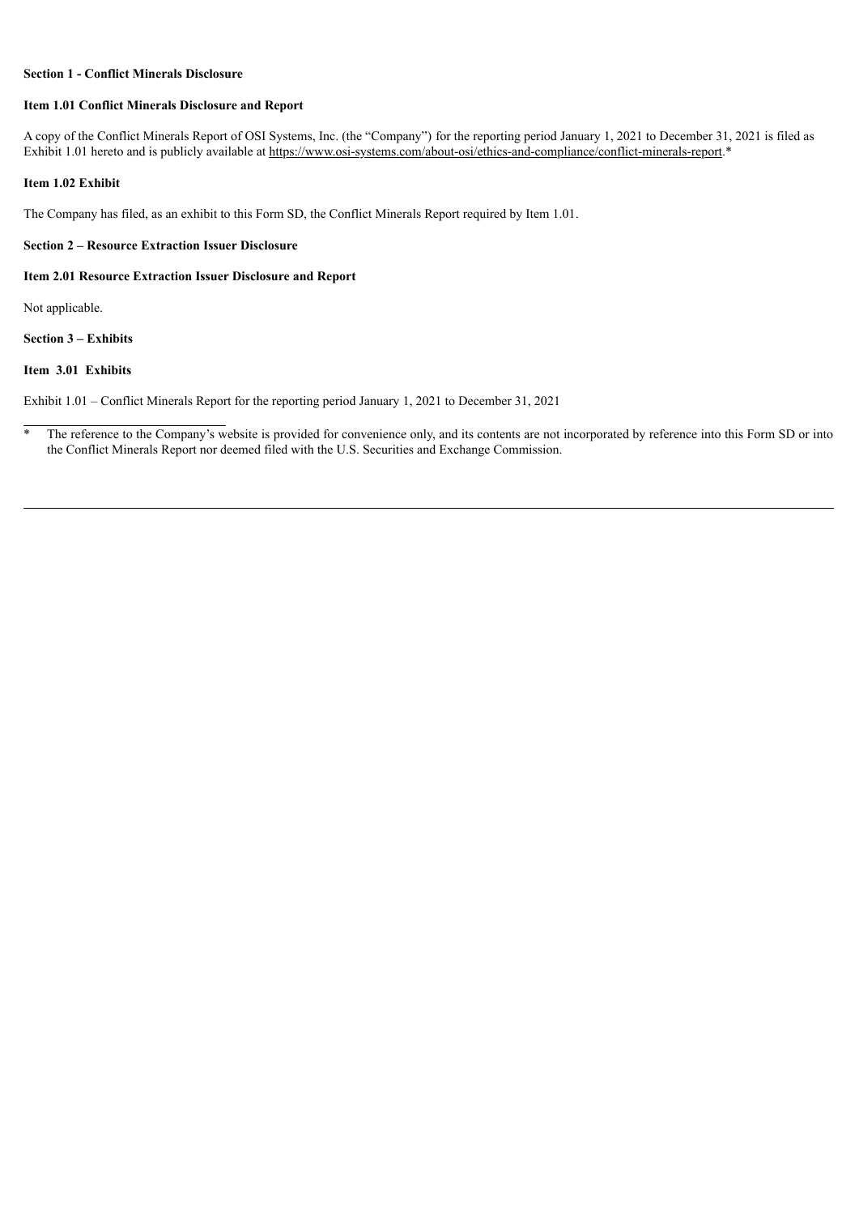**Section 1 - Conflict Minerals Disclosure**

**Item 1.01 Conflict Minerals Disclosure and Report**

A copy of the Conflict Minerals Report of OSI Systems, Inc. (the "Company") for the reporting period January 1, 2021 to December 31, 2021 is filed as Exhibit 1.01 hereto and is publicly available at https://www.osi-systems.com/about-osi/ethics-and-compliance/conflict-minerals-report.*

**Item 1.02 Exhibit**

The Company has filed, as an exhibit to this Form SD, the Conflict Minerals Report required by Item 1.01.

**Section 2 – Resource Extraction Issuer Disclosure**

**Item 2.01 Resource Extraction Issuer Disclosure and Report**

Not applicable.

**Section 3 – Exhibits**

**Item 3.01 Exhibits**

Exhibit 1.01 – Conflict Minerals Report for the reporting period January 1, 2021 to December 31, 2021

---

\* The reference to the Company's website is provided for convenience only, and its contents are not incorporated by reference into this Form SD or into the Conflict Minerals Report nor deemed filed with the U.S. Securities and Exchange Commission.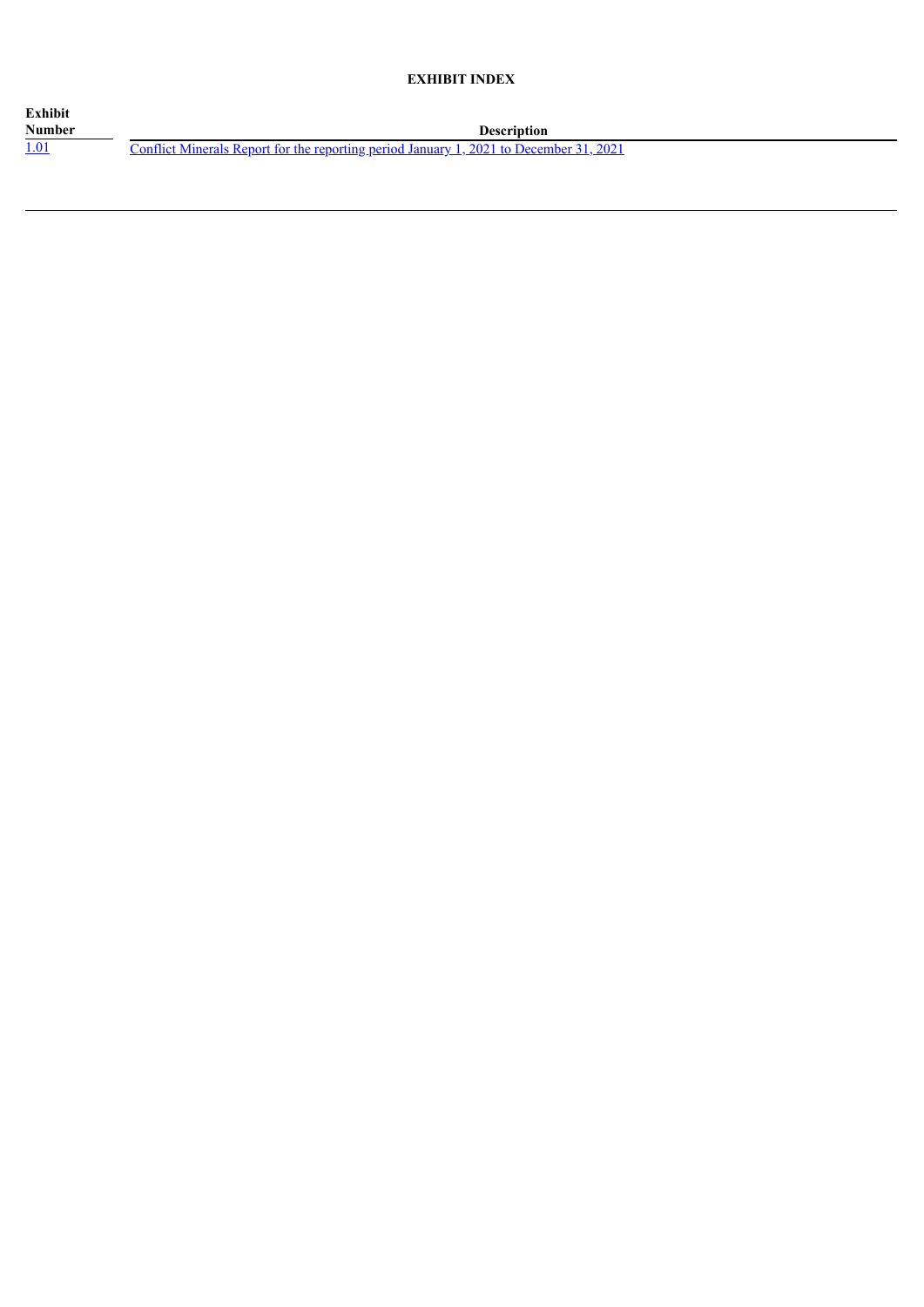## EXHIBIT INDEX

| Exhibit Number | Description |
|---|---|
| 1.01 | Conflict Minerals Report for the reporting period January 1, 2021 to December 31, 2021 |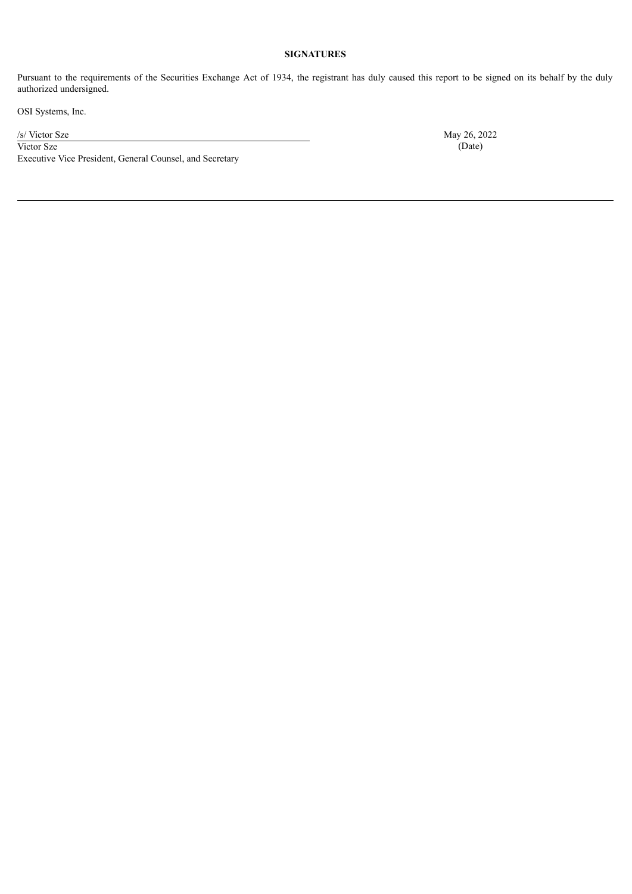**SIGNATURES**

Pursuant to the requirements of the Securities Exchange Act of 1934, the registrant has duly caused this report to be signed on its behalf by the duly authorized undersigned.

OSI Systems, Inc.

| | |
|---|---|
| /s/ Victor Sze | May 26, 2022 |
| Victor Sze | (Date) |
| Executive Vice President, General Counsel, and Secretary | |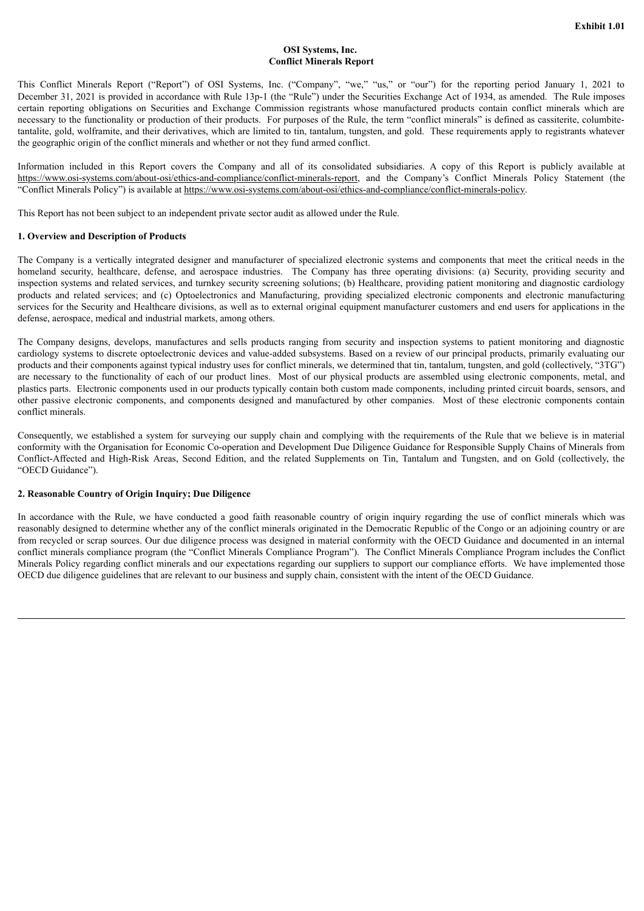**Exhibit 1.01**

**OSI Systems, Inc.**
**Conflict Minerals Report**

This Conflict Minerals Report ("Report") of OSI Systems, Inc. ("Company", "we," "us," or "our") for the reporting period January 1, 2021 to December 31, 2021 is provided in accordance with Rule 13p-1 (the "Rule") under the Securities Exchange Act of 1934, as amended. The Rule imposes certain reporting obligations on Securities and Exchange Commission registrants whose manufactured products contain conflict minerals which are necessary to the functionality or production of their products. For purposes of the Rule, the term "conflict minerals" is defined as cassiterite, columbite-tantalite, gold, wolframite, and their derivatives, which are limited to tin, tantalum, tungsten, and gold. These requirements apply to registrants whatever the geographic origin of the conflict minerals and whether or not they fund armed conflict.

Information included in this Report covers the Company and all of its consolidated subsidiaries. A copy of this Report is publicly available at https://www.osi-systems.com/about-osi/ethics-and-compliance/conflict-minerals-report, and the Company's Conflict Minerals Policy Statement (the "Conflict Minerals Policy") is available at https://www.osi-systems.com/about-osi/ethics-and-compliance/conflict-minerals-policy.

This Report has not been subject to an independent private sector audit as allowed under the Rule.

## 1. Overview and Description of Products

The Company is a vertically integrated designer and manufacturer of specialized electronic systems and components that meet the critical needs in the homeland security, healthcare, defense, and aerospace industries. The Company has three operating divisions: (a) Security, providing security and inspection systems and related services, and turnkey security screening solutions; (b) Healthcare, providing patient monitoring and diagnostic cardiology products and related services; and (c) Optoelectronics and Manufacturing, providing specialized electronic components and electronic manufacturing services for the Security and Healthcare divisions, as well as to external original equipment manufacturer customers and end users for applications in the defense, aerospace, medical and industrial markets, among others.

The Company designs, develops, manufactures and sells products ranging from security and inspection systems to patient monitoring and diagnostic cardiology systems to discrete optoelectronic devices and value-added subsystems. Based on a review of our principal products, primarily evaluating our products and their components against typical industry uses for conflict minerals, we determined that tin, tantalum, tungsten, and gold (collectively, "3TG") are necessary to the functionality of each of our product lines. Most of our physical products are assembled using electronic components, metal, and plastics parts. Electronic components used in our products typically contain both custom made components, including printed circuit boards, sensors, and other passive electronic components, and components designed and manufactured by other companies. Most of these electronic components contain conflict minerals.

Consequently, we established a system for surveying our supply chain and complying with the requirements of the Rule that we believe is in material conformity with the Organisation for Economic Co-operation and Development Due Diligence Guidance for Responsible Supply Chains of Minerals from Conflict-Affected and High-Risk Areas, Second Edition, and the related Supplements on Tin, Tantalum and Tungsten, and on Gold (collectively, the "OECD Guidance").

## 2. Reasonable Country of Origin Inquiry; Due Diligence

In accordance with the Rule, we have conducted a good faith reasonable country of origin inquiry regarding the use of conflict minerals which was reasonably designed to determine whether any of the conflict minerals originated in the Democratic Republic of the Congo or an adjoining country or are from recycled or scrap sources. Our due diligence process was designed in material conformity with the OECD Guidance and documented in an internal conflict minerals compliance program (the "Conflict Minerals Compliance Program"). The Conflict Minerals Compliance Program includes the Conflict Minerals Policy regarding conflict minerals and our expectations regarding our suppliers to support our compliance efforts. We have implemented those OECD due diligence guidelines that are relevant to our business and supply chain, consistent with the intent of the OECD Guidance.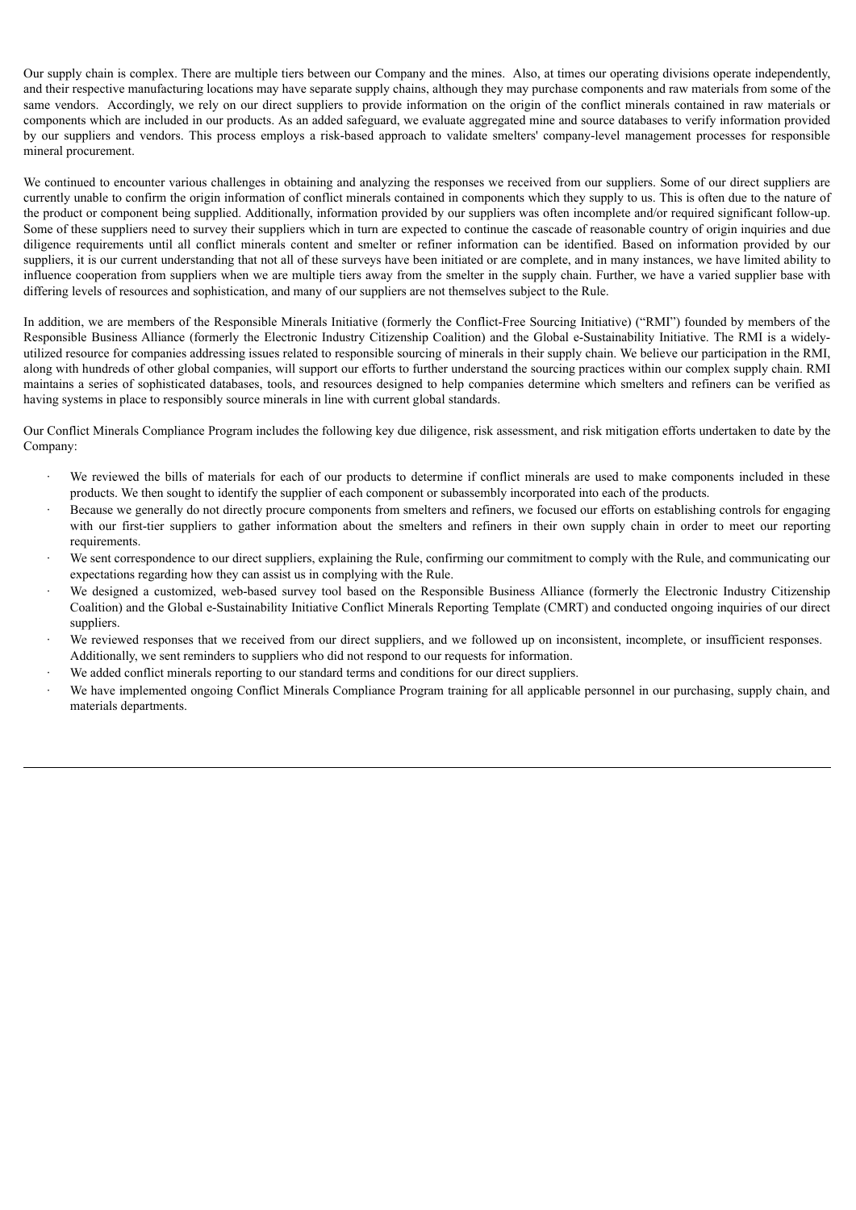Our supply chain is complex. There are multiple tiers between our Company and the mines. Also, at times our operating divisions operate independently, and their respective manufacturing locations may have separate supply chains, although they may purchase components and raw materials from some of the same vendors. Accordingly, we rely on our direct suppliers to provide information on the origin of the conflict minerals contained in raw materials or components which are included in our products. As an added safeguard, we evaluate aggregated mine and source databases to verify information provided by our suppliers and vendors. This process employs a risk-based approach to validate smelters' company-level management processes for responsible mineral procurement.

We continued to encounter various challenges in obtaining and analyzing the responses we received from our suppliers. Some of our direct suppliers are currently unable to confirm the origin information of conflict minerals contained in components which they supply to us. This is often due to the nature of the product or component being supplied. Additionally, information provided by our suppliers was often incomplete and/or required significant follow-up. Some of these suppliers need to survey their suppliers which in turn are expected to continue the cascade of reasonable country of origin inquiries and due diligence requirements until all conflict minerals content and smelter or refiner information can be identified. Based on information provided by our suppliers, it is our current understanding that not all of these surveys have been initiated or are complete, and in many instances, we have limited ability to influence cooperation from suppliers when we are multiple tiers away from the smelter in the supply chain. Further, we have a varied supplier base with differing levels of resources and sophistication, and many of our suppliers are not themselves subject to the Rule.

In addition, we are members of the Responsible Minerals Initiative (formerly the Conflict-Free Sourcing Initiative) ("RMI") founded by members of the Responsible Business Alliance (formerly the Electronic Industry Citizenship Coalition) and the Global e-Sustainability Initiative. The RMI is a widely-utilized resource for companies addressing issues related to responsible sourcing of minerals in their supply chain. We believe our participation in the RMI, along with hundreds of other global companies, will support our efforts to further understand the sourcing practices within our complex supply chain. RMI maintains a series of sophisticated databases, tools, and resources designed to help companies determine which smelters and refiners can be verified as having systems in place to responsibly source minerals in line with current global standards.

Our Conflict Minerals Compliance Program includes the following key due diligence, risk assessment, and risk mitigation efforts undertaken to date by the Company:

- We reviewed the bills of materials for each of our products to determine if conflict minerals are used to make components included in these products. We then sought to identify the supplier of each component or subassembly incorporated into each of the products.
- Because we generally do not directly procure components from smelters and refiners, we focused our efforts on establishing controls for engaging with our first-tier suppliers to gather information about the smelters and refiners in their own supply chain in order to meet our reporting requirements.
- We sent correspondence to our direct suppliers, explaining the Rule, confirming our commitment to comply with the Rule, and communicating our expectations regarding how they can assist us in complying with the Rule.
- We designed a customized, web-based survey tool based on the Responsible Business Alliance (formerly the Electronic Industry Citizenship Coalition) and the Global e-Sustainability Initiative Conflict Minerals Reporting Template (CMRT) and conducted ongoing inquiries of our direct suppliers.
- We reviewed responses that we received from our direct suppliers, and we followed up on inconsistent, incomplete, or insufficient responses. Additionally, we sent reminders to suppliers who did not respond to our requests for information.
- We added conflict minerals reporting to our standard terms and conditions for our direct suppliers.
- We have implemented ongoing Conflict Minerals Compliance Program training for all applicable personnel in our purchasing, supply chain, and materials departments.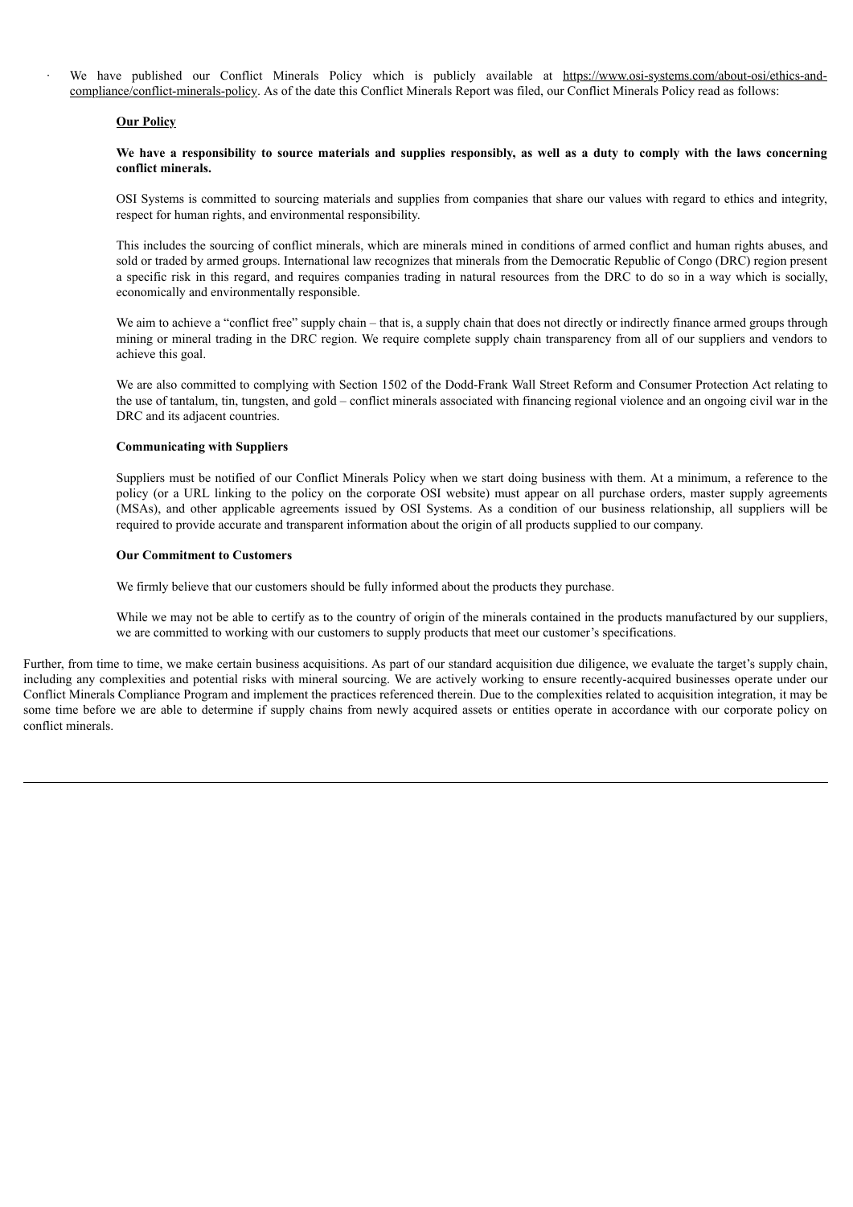- We have published our Conflict Minerals Policy which is publicly available at https://www.osi-systems.com/about-osi/ethics-and-compliance/conflict-minerals-policy. As of the date this Conflict Minerals Report was filed, our Conflict Minerals Policy read as follows:

  **Our Policy**

  **We have a responsibility to source materials and supplies responsibly, as well as a duty to comply with the laws concerning conflict minerals.**

  OSI Systems is committed to sourcing materials and supplies from companies that share our values with regard to ethics and integrity, respect for human rights, and environmental responsibility.

  This includes the sourcing of conflict minerals, which are minerals mined in conditions of armed conflict and human rights abuses, and sold or traded by armed groups. International law recognizes that minerals from the Democratic Republic of Congo (DRC) region present a specific risk in this regard, and requires companies trading in natural resources from the DRC to do so in a way which is socially, economically and environmentally responsible.

  We aim to achieve a "conflict free" supply chain – that is, a supply chain that does not directly or indirectly finance armed groups through mining or mineral trading in the DRC region. We require complete supply chain transparency from all of our suppliers and vendors to achieve this goal.

  We are also committed to complying with Section 1502 of the Dodd-Frank Wall Street Reform and Consumer Protection Act relating to the use of tantalum, tin, tungsten, and gold – conflict minerals associated with financing regional violence and an ongoing civil war in the DRC and its adjacent countries.

  **Communicating with Suppliers**

  Suppliers must be notified of our Conflict Minerals Policy when we start doing business with them. At a minimum, a reference to the policy (or a URL linking to the policy on the corporate OSI website) must appear on all purchase orders, master supply agreements (MSAs), and other applicable agreements issued by OSI Systems. As a condition of our business relationship, all suppliers will be required to provide accurate and transparent information about the origin of all products supplied to our company.

  **Our Commitment to Customers**

  We firmly believe that our customers should be fully informed about the products they purchase.

  While we may not be able to certify as to the country of origin of the minerals contained in the products manufactured by our suppliers, we are committed to working with our customers to supply products that meet our customer's specifications.

Further, from time to time, we make certain business acquisitions. As part of our standard acquisition due diligence, we evaluate the target's supply chain, including any complexities and potential risks with mineral sourcing. We are actively working to ensure recently-acquired businesses operate under our Conflict Minerals Compliance Program and implement the practices referenced therein. Due to the complexities related to acquisition integration, it may be some time before we are able to determine if supply chains from newly acquired assets or entities operate in accordance with our corporate policy on conflict minerals.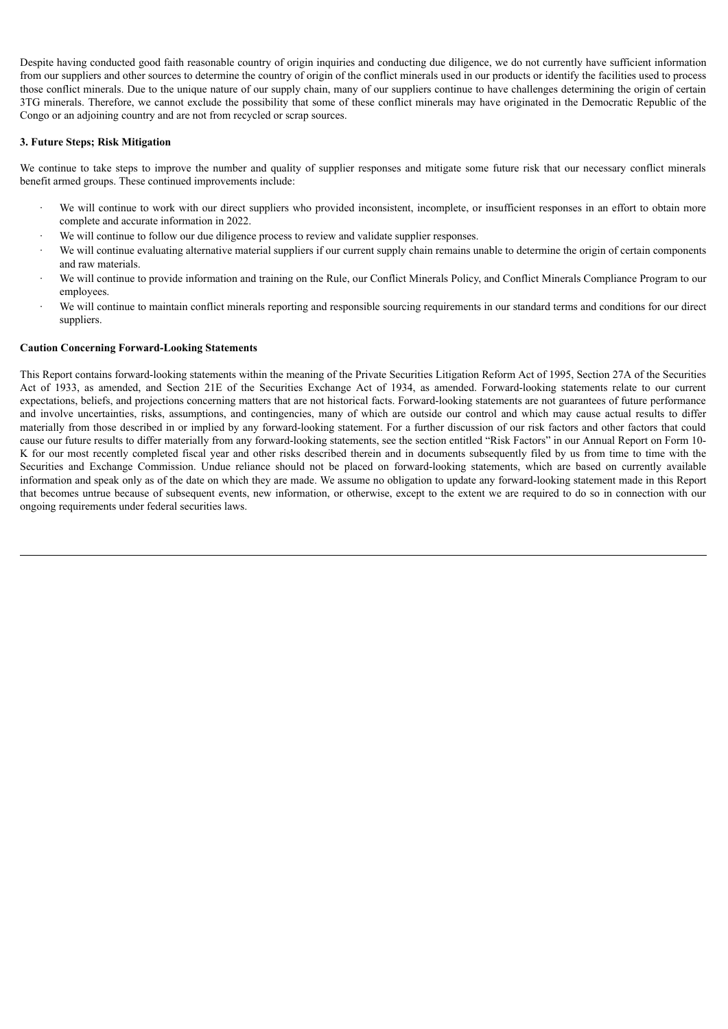Despite having conducted good faith reasonable country of origin inquiries and conducting due diligence, we do not currently have sufficient information from our suppliers and other sources to determine the country of origin of the conflict minerals used in our products or identify the facilities used to process those conflict minerals. Due to the unique nature of our supply chain, many of our suppliers continue to have challenges determining the origin of certain 3TG minerals. Therefore, we cannot exclude the possibility that some of these conflict minerals may have originated in the Democratic Republic of the Congo or an adjoining country and are not from recycled or scrap sources.

**3. Future Steps; Risk Mitigation**

We continue to take steps to improve the number and quality of supplier responses and mitigate some future risk that our necessary conflict minerals benefit armed groups. These continued improvements include:

- We will continue to work with our direct suppliers who provided inconsistent, incomplete, or insufficient responses in an effort to obtain more complete and accurate information in 2022.
- We will continue to follow our due diligence process to review and validate supplier responses.
- We will continue evaluating alternative material suppliers if our current supply chain remains unable to determine the origin of certain components and raw materials.
- We will continue to provide information and training on the Rule, our Conflict Minerals Policy, and Conflict Minerals Compliance Program to our employees.
- We will continue to maintain conflict minerals reporting and responsible sourcing requirements in our standard terms and conditions for our direct suppliers.

**Caution Concerning Forward-Looking Statements**

This Report contains forward-looking statements within the meaning of the Private Securities Litigation Reform Act of 1995, Section 27A of the Securities Act of 1933, as amended, and Section 21E of the Securities Exchange Act of 1934, as amended. Forward-looking statements relate to our current expectations, beliefs, and projections concerning matters that are not historical facts. Forward-looking statements are not guarantees of future performance and involve uncertainties, risks, assumptions, and contingencies, many of which are outside our control and which may cause actual results to differ materially from those described in or implied by any forward-looking statement. For a further discussion of our risk factors and other factors that could cause our future results to differ materially from any forward-looking statements, see the section entitled "Risk Factors" in our Annual Report on Form 10-K for our most recently completed fiscal year and other risks described therein and in documents subsequently filed by us from time to time with the Securities and Exchange Commission. Undue reliance should not be placed on forward-looking statements, which are based on currently available information and speak only as of the date on which they are made. We assume no obligation to update any forward-looking statement made in this Report that becomes untrue because of subsequent events, new information, or otherwise, except to the extent we are required to do so in connection with our ongoing requirements under federal securities laws.